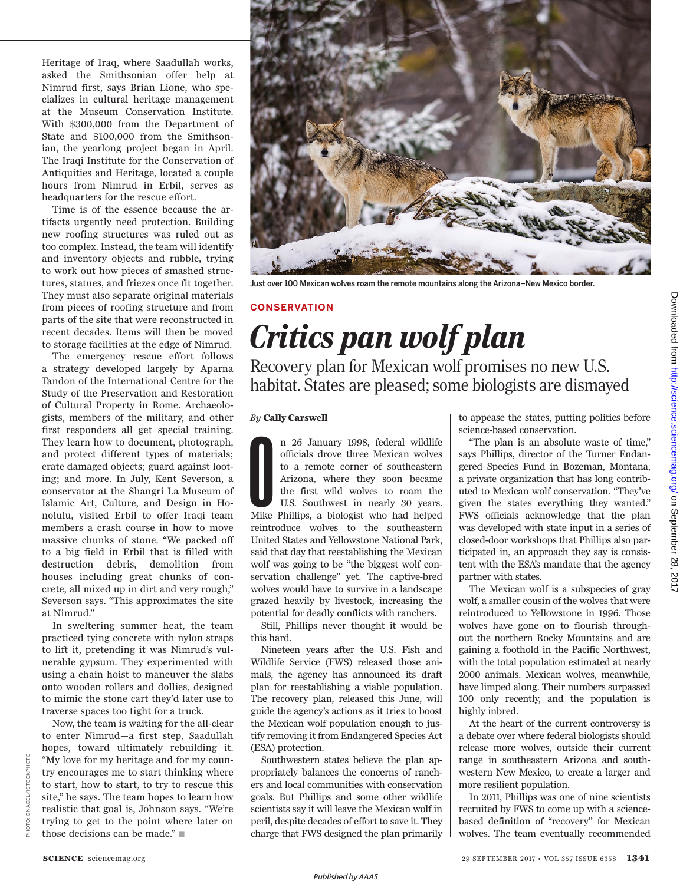Heritage of Iraq, where Saadullah works, asked the Smithsonian offer help at Nimrud first, says Brian Lione, who specializes in cultural heritage management at the Museum Conservation Institute. With $300,000 from the Department of State and $100,000 from the Smithsonian, the yearlong project began in April. The Iraqi Institute for the Conservation of Antiquities and Heritage, located a couple hours from Nimrud in Erbil, serves as headquarters for the rescue effort.

Time is of the essence because the artifacts urgently need protection. Building new roofing structures was ruled out as too complex. Instead, the team will identify and inventory objects and rubble, trying to work out how pieces of smashed structures, statues, and friezes once fit together. They must also separate original materials from pieces of roofing structure and from parts of the site that were reconstructed in recent decades. Items will then be moved to storage facilities at the edge of Nimrud.

The emergency rescue effort follows a strategy developed largely by Aparna Tandon of the International Centre for the Study of the Preservation and Restoration of Cultural Property in Rome. Archaeologists, members of the military, and other first responders all get special training. They learn how to document, photograph, and protect different types of materials; crate damaged objects; guard against looting; and more. In July, Kent Severson, a conservator at the Shangri La Museum of Islamic Art, Culture, and Design in Honolulu, visited Erbil to offer Iraqi team members a crash course in how to move massive chunks of stone. "We packed off to a big field in Erbil that is filled with destruction debris, demolition from houses including great chunks of concrete, all mixed up in dirt and very rough," Severson says. "This approximates the site at Nimrud."

In sweltering summer heat, the team practiced tying concrete with nylon straps to lift it, pretending it was Nimrud's vulnerable gypsum. They experimented with using a chain hoist to maneuver the slabs onto wooden rollers and dollies, designed to mimic the stone cart they'd later use to traverse spaces too tight for a truck.

Now, the team is waiting for the all-clear to enter Nimrud—a first step, Saadullah hopes, toward ultimately rebuilding it. "My love for my heritage and for my country encourages me to start thinking where to start, how to start, to try to rescue this site," he says. The team hopes to learn how realistic that goal is, Johnson says. "We're trying to get to the point where later on those decisions can be made." ■

Just over 100 Mexican wolves roam the remote mountains along the Arizona–New Mexico border.

CONSERVATION

# *Critics pan wolf plan*

## Recovery plan for Mexican wolf promises no new U.S. habitat. States are pleased; some biologists are dismayed

*By* **Cally Carswell**

On 26 January 1998, federal wildlife officials drove three Mexican wolves to a remote corner of southeastern Arizona, where they soon became the first wild wolves to roam the U.S. Southwest in nearly 30 years. Mike Phillips, a biologist who had helped reintroduce wolves to the southeastern United States and Yellowstone National Park, said that day that reestablishing the Mexican wolf was going to be "the biggest wolf conservation challenge" yet. The captive-bred wolves would have to survive in a landscape grazed heavily by livestock, increasing the potential for deadly conflicts with ranchers.

Still, Phillips never thought it would be this hard.

Nineteen years after the U.S. Fish and Wildlife Service (FWS) released those animals, the agency has announced its draft plan for reestablishing a viable population. The recovery plan, released this June, will guide the agency's actions as it tries to boost the Mexican wolf population enough to justify removing it from Endangered Species Act (ESA) protection.

Southwestern states believe the plan appropriately balances the concerns of ranchers and local communities with conservation goals. But Phillips and some other wildlife scientists say it will leave the Mexican wolf in peril, despite decades of effort to save it. They charge that FWS designed the plan primarily to appease the states, putting politics before science-based conservation.

"The plan is an absolute waste of time," says Phillips, director of the Turner Endangered Species Fund in Bozeman, Montana, a private organization that has long contributed to Mexican wolf conservation. "They've given the states everything they wanted." FWS officials acknowledge that the plan was developed with state input in a series of closed-door workshops that Phillips also participated in, an approach they say is consistent with the ESA's mandate that the agency partner with states.

The Mexican wolf is a subspecies of gray wolf, a smaller cousin of the wolves that were reintroduced to Yellowstone in 1996. Those wolves have gone on to flourish throughout the northern Rocky Mountains and are gaining a foothold in the Pacific Northwest, with the total population estimated at nearly 2000 animals. Mexican wolves, meanwhile, have limped along. Their numbers surpassed 100 only recently, and the population is highly inbred.

At the heart of the current controversy is a debate over where federal biologists should release more wolves, outside their current range in southeastern Arizona and southwestern New Mexico, to create a larger and more resilient population.

In 2011, Phillips was one of nine scientists recruited by FWS to come up with a science-based definition of "recovery" for Mexican wolves. The team eventually recommended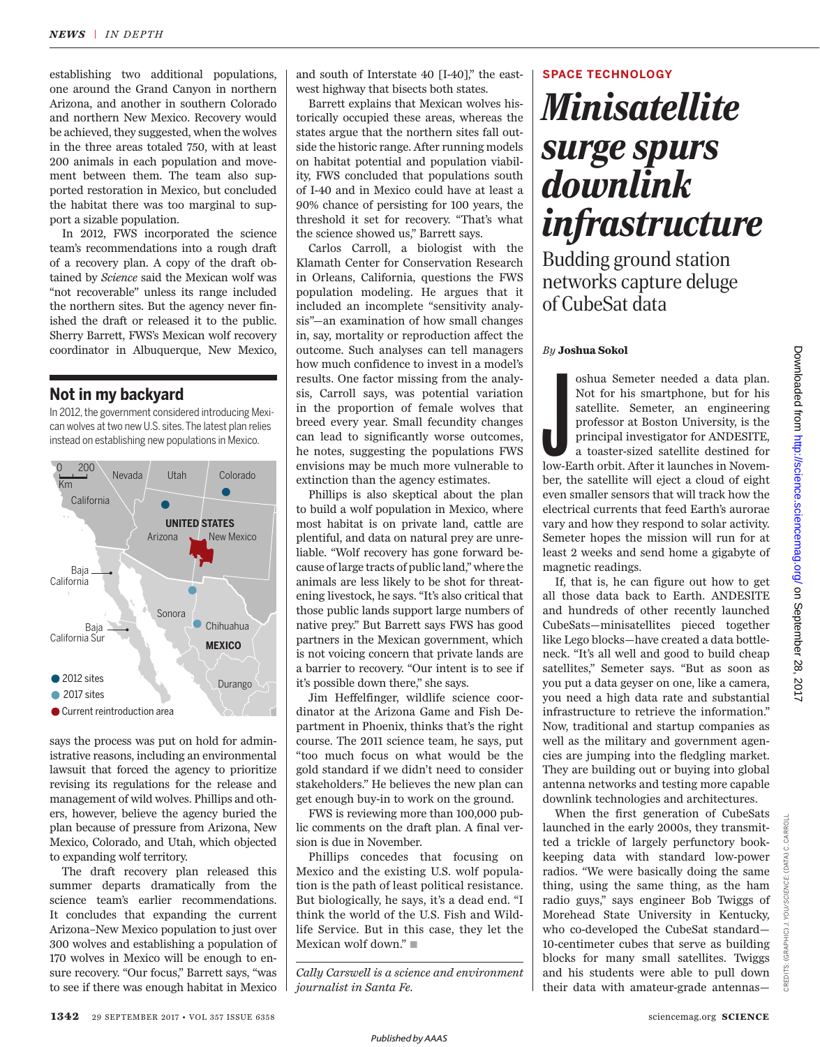establishing two additional populations, one around the Grand Canyon in northern Arizona, and another in southern Colorado and northern New Mexico. Recovery would be achieved, they suggested, when the wolves in the three areas totaled 750, with at least 200 animals in each population and movement between them. The team also supported restoration in Mexico, but concluded the habitat there was too marginal to support a sizable population.

In 2012, FWS incorporated the science team's recommendations into a rough draft of a recovery plan. A copy of the draft obtained by *Science* said the Mexican wolf was "not recoverable" unless its range included the northern sites. But the agency never finished the draft or released it to the public. Sherry Barrett, FWS's Mexican wolf recovery coordinator in Albuquerque, New Mexico, says the process was put on hold for administrative reasons, including an environmental lawsuit that forced the agency to prioritize revising its regulations for the release and management of wild wolves. Phillips and others, however, believe the agency buried the plan because of pressure from Arizona, New Mexico, Colorado, and Utah, which objected to expanding wolf territory.

The draft recovery plan released this summer departs dramatically from the science team's earlier recommendations. It concludes that expanding the current Arizona–New Mexico population to just over 300 wolves and establishing a population of 170 wolves in Mexico will be enough to ensure recovery. "Our focus," Barrett says, "was to see if there was enough habitat in Mexico and south of Interstate 40 [I-40]," the east-west highway that bisects both states.

Barrett explains that Mexican wolves historically occupied these areas, whereas the states argue that the northern sites fall outside the historic range. After running models on habitat potential and population viability, FWS concluded that populations south of I-40 and in Mexico could have at least a 90% chance of persisting for 100 years, the threshold it set for recovery. "That's what the science showed us," Barrett says.

Carlos Carroll, a biologist with the Klamath Center for Conservation Research in Orleans, California, questions the FWS population modeling. He argues that it included an incomplete "sensitivity analysis"—an examination of how small changes in, say, mortality or reproduction affect the outcome. Such analyses can tell managers how much confidence to invest in a model's results. One factor missing from the analysis, Carroll says, was potential variation in the proportion of female wolves that breed every year. Small fecundity changes can lead to significantly worse outcomes, he notes, suggesting the populations FWS envisions may be much more vulnerable to extinction than the agency estimates.

Phillips is also skeptical about the plan to build a wolf population in Mexico, where most habitat is on private land, cattle are plentiful, and data on natural prey are unreliable. "Wolf recovery has gone forward because of large tracts of public land," where the animals are less likely to be shot for threatening livestock, he says. "It's also critical that those public lands support large numbers of native prey." But Barrett says FWS has good partners in the Mexican government, which is not voicing concern that private lands are a barrier to recovery. "Our intent is to see if it's possible down there," she says.

Jim Heffelfinger, wildlife science coordinator at the Arizona Game and Fish Department in Phoenix, thinks that's the right course. The 2011 science team, he says, put "too much focus on what would be the gold standard if we didn't need to consider stakeholders." He believes the new plan can get enough buy-in to work on the ground.

FWS is reviewing more than 100,000 public comments on the draft plan. A final version is due in November.

Phillips concedes that focusing on Mexico and the existing U.S. wolf population is the path of least political resistance. But biologically, he says, it's a dead end. "I think the world of the U.S. Fish and Wildlife Service. But in this case, they let the Mexican wolf down." ■

*Cally Carswell is a science and environment journalist in Santa Fe.*

## Not in my backyard

In 2012, the government considered introducing Mexican wolves at two new U.S. sites. The latest plan relies instead on establishing new populations in Mexico.

SPACE TECHNOLOGY

# Minisatellite surge spurs downlink infrastructure

### Budding ground station networks capture deluge of CubeSat data

*By* **Joshua Sokol**

Joshua Semeter needed a data plan. Not for his smartphone, but for his satellite. Semeter, an engineering professor at Boston University, is the principal investigator for ANDESITE, a toaster-sized satellite destined for low-Earth orbit. After it launches in November, the satellite will eject a cloud of eight even smaller sensors that will track how the electrical currents that feed Earth's aurorae vary and how they respond to solar activity. Semeter hopes the mission will run for at least 2 weeks and send home a gigabyte of magnetic readings.

If, that is, he can figure out how to get all those data back to Earth. ANDESITE and hundreds of other recently launched CubeSats—minisatellites pieced together like Lego blocks—have created a data bottleneck. "It's all well and good to build cheap satellites," Semeter says. "But as soon as you put a data geyser on one, like a camera, you need a high data rate and substantial infrastructure to retrieve the information." Now, traditional and startup companies as well as the military and government agencies are jumping into the fledgling market. They are building out or buying into global antenna networks and testing more capable downlink technologies and architectures.

When the first generation of CubeSats launched in the early 2000s, they transmitted a trickle of largely perfunctory bookkeeping data with standard low-power radios. "We were basically doing the same thing, using the same thing, as the ham radio guys," says engineer Bob Twiggs of Morehead State University in Kentucky, who co-developed the CubeSat standard—10-centimeter cubes that serve as building blocks for many small satellites. Twiggs and his students were able to pull down their data with amateur-grade antennas—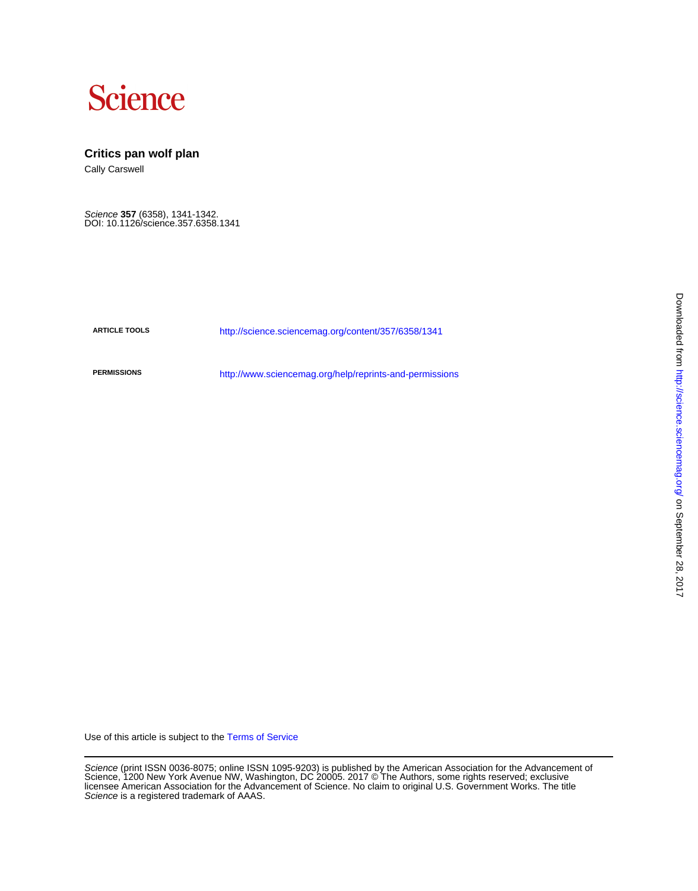# Science

## Critics pan wolf plan

Cally Carswell

*Science* **357** (6358), 1341-1342.
DOI: 10.1126/science.357.6358.1341

**ARTICLE TOOLS** http://science.sciencemag.org/content/357/6358/1341

**PERMISSIONS** http://www.sciencemag.org/help/reprints-and-permissions

Use of this article is subject to the Terms of Service

*Science* (print ISSN 0036-8075; online ISSN 1095-9203) is published by the American Association for the Advancement of Science, 1200 New York Avenue NW, Washington, DC 20005. 2017 © The Authors, some rights reserved; exclusive licensee American Association for the Advancement of Science. No claim to original U.S. Government Works. The title *Science* is a registered trademark of AAAS.